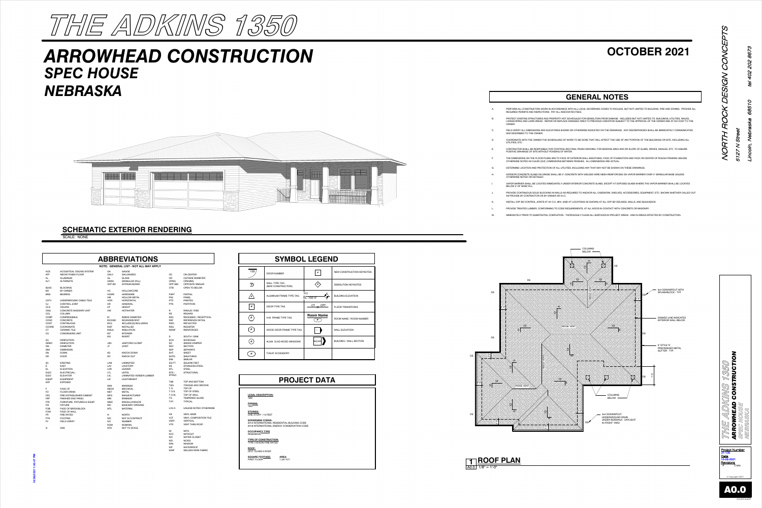# THE ADKINS 1350

# ARROWHEAD CONSTRUCTION
## SPEC HOUSE
## NEBRASKA

## OCTOBER 2021

## GENERAL NOTES

A. PERFORM ALL CONSTRUCTION WORK IN ACCORDANCE WITH ALL LOCAL GOVERNING CODES TO INCLUDE, BUT NOT LIMITED TO BUILDING, FIRE AND ZONING. PROVIDE ALL REQUIRED PERMITS AND INSPECTIONS. PAY ALL ASSOCIATED FEES.

B. PROTECT EXISTING STRUCTURES AND PROPERTY NOT SCHEDULED FOR DEMOLITION FROM DAMAGE - INCLUDES BUT NOT LIMITED TO: BUILDINGS, UTILITIES, WALKS, LANDSCAPING AND LAWN AREAS - REPAIR OR REPLACE DAMAGED AREA TO PREVIOUS CONDITION SUBJECT TO THE APPROVAL OF THE OWNER AND AT NO COST TO THE OWNER.

C. FIELD VERIFY ALL DIMENSIONS AND ELEVATIONS SHOWN OR OTHERWISE INDICATED ON THE DRAWINGS. ANY DISCREPANCIES SHALL BE IMMEDIATELY COMMUNICATED AND DESCRIBED TO THE OWNER.

D. COORDINATE WITH THE OWNER THE SCHEDULING OF WORK TO BE DONE THAT WILL AFFECT THE USE OF ANY PORTION OF THE BUILDINGS OR SITE, INCLUDING ALL UTILITIES, ETC.

E. CONTRACTOR SHALL BE RESPONSIBLE FOR CONTROLLING FINAL FINISH GRADING, FOR SEEDING AREA AND OR SLOPE OF SLABS, DRIVES, SWALES, ETC. TO ASSURE POSITIVE DRAINAGE OF SITE WITHOUT PONDING OF WATER.

F. THE DIMENSIONS ON THE FLOOR PLANS ARE TO FACE OF EXTERIOR WALL SHEATHING, FACE OF FOUNDATION AND FACE OR CENTER OF ROUGH FRAMING UNLESS OTHERWISE NOTED AS CLEAR (CLR.) DIMENSIONS BETWEEN FINISHES. ALL DIMENSIONS ARE ACTUAL.

G. DETERMINE LOCATION AND PROTECTION OF ALL UTILITIES, INCLUDING ANY THAT MAY NOT BE SHOWN ON THESE DRAWINGS.

H. INTERIOR CONCRETE SLABS ON GRADE SHALL BE 4" CONCRETE WITH WELDED WIRE MESH REINFORCING ON VAPOR BARRIER OVER 4" GRANULAR BASE UNLESS OTHERWISE NOTED OR DETAILED.

I. VAPOR BARRIER SHALL BE LOCATED IMMEDIATELY UNDER INTERIOR CONCRETE SLABS, EXCEPT AT EXPOSED SLABS WHERE THE VAPOR BARRIER SHALL BE LOCATED BELOW 4" OF SAND FILL.

J. PROVIDE CONTINUOUS SOLID BLOCKING IN WALLS AS REQUIRED TO ANCHOR ALL CASEWORK, SHELVES, ACCESSORIES, EQUIPMENT, ETC. SHOWN WHETHER CALLED OUT AS PROVIDE BY CONTRACTOR OR BY OWNER OR N.I.C.

K. INSTALL GYP BD CONTROL JOINTS AT 48' O.C. MIN. (AND AT LOCATIONS AS SHOWN) AT ALL GYP BD CEILINGS, WALLS, AND BULKHEADS.

L. PROVIDE TREATED LUMBER, CONFORMING TO CODE REQUIREMENTS, AT ALL WOOD IN CONTACT WITH CONCRETE OR MASONRY.

M. IMMEDIATELY PRIOR TO SUBSTANTIAL COMPLETION - THOROUGHLY CLEAN ALL SURFACES IN PROJECT AREAS - AND IN AREAS AFFECTED BY CONSTRUCTION.

## SCHEMATIC EXTERIOR RENDERING

SCALE: NONE

## ABBREVIATIONS

NOTE: GENERAL LIST - NOT ALL MAY APPLY

| | | | | | |
|---|---|---|---|---|---|
| ACS | ACOUSTICAL CEILING SYSTEM | GA | GAUGE | OC | ON CENTER |
| AFF | ABOVE FINISH FLOOR | GALV | GALVANIZED | OD | OUTSIDE DIAMETER |
| AL | ALUMINUM | GL | GLASS | OPNG | OPENING |
| ALT | ALTERNATE | GRAN | GRANULAR (FILL) | OPP SIM | OPPOSITE SIMILAR |
| BLKG | BLOCKING | GYP BD | GYPSUM BOARD | OTB | OPEN TO BELOW |
| BO | BY OWNER | HC | HOLLOWCORE | PART | PARTIAL |
| BRG | BEARING | HDWR | HARDWARE | PNL | PANEL |
| CATV | UNDERGROUND CABLE TELE | HM | HOLLOW METAL | PTD | PAINTED |
| CJ | CONTROL JOINT | HOR | HORIZONTAL | PTN | PARTITION |
| CLG | CEILING | HR | HANDRAIL | R | RADIUS / RISE |
| CMU | CONCRETE MASONRY UNIT | HT | HEIGHT | RE | REGARD |
| COL | COLUMN | HW | HOTWATER | REC | RECESSED / RECEPTICAL |
| COMP | COMPRESSIBLE | ID | INSIDE DIAMETER | REF | REFERENCE DETAIL |
| CONC | CONCRETE | INCAND | INCANDESCENT | REFL | REFLECTED |
| CONT | CONTINUOUS | INCL | INCLUDE(D)/INCLUDING | REG | REGISTER |
| COORD | COORDINATE | INST | INSTALLED | REINF | REINFORCED |
| CT | CERAMIC TILE | INSUL | INSULATION | S | SOUTH / SINK |
| CU | CONDENSING UNIT | INT | INTERIOR | SCH | SCHEDULE |
| (D) | DEMOLITION | INV | INVERT | SD | SMOKE DAMPER |
| DEMO | DEMOLITION | JAN | JANITORS CLOSET | SEC | SECTION |
| DIA | DIAMETER | JT | JOINT | SEP | SEPARATE |
| DIM | DIMENSION | KD | KNOCK DOWN | SHT | SHEET |
| DN | DOWN | KO | KNOCK OUT | SHTG | SHEATHING |
| DR | DOOR | LAM | LAMINATED | SIM | SIMILAR |
| (E) | EXISTING | LAV | LAVATORY | SQ FT | SQUARE FEET |
| E | EAST | LDR | LEADER | SS | STAINLESS STEEL |
| EL | ELEVATION | LTL | LINTEL | STL | STEEL |
| ELEC | ELECTRIC(AL) | LVL | LAMINATED VENEER LUMBER | STR / STRUC | STRUCTURAL |
| ELEV | ELEVATOR | LW | LIGHTWEIGHT | T&B | TOP AND BOTTOM |
| EQUIP | EQUIPMENT | MAX | MAXIMUM | T&G | TONGUE AND GROOVE |
| EXP | EXPOSED | MECH | MECHICAL | T.O. | TOP OF |
| F | FACE OF | MET | METAL | T.O.S | TOP OF STEEL |
| FD | FLOOR DRAIN | MFG | MANUFACTURER | T.O.W. | TOP OF WALL |
| FEC | FIRE EXTINGUISHER CABINET | MIN | MINIMUM | TG | TEMPERED GLASS |
| FEP | FINISHED END PANEL | MISC | MISCELLANEOUS | TYP. | TYPICAL |
| FFE | FURNITURE, FIXTURES & EQUIP. | MO | MASONRY OPENING | U.N.O. | UNLESS NOTED OTHERWISE |
| FIX | FIXTURE | MTL | MATERIAL | VB | VINYL BASE |
| FOB | FACE OF BRICK/BLOCK | N | NORTH | VCT | VINYL COMPOSITION TILE |
| FOW | FACE OF WALL | NIC | NOT IN CONTRACT | VERT. | VERTICAL |
| FR | FIRE RATED | NO | NUMBER | VTR | VENT THRU ROOF |
| FTN | FOOTING | NOM | NOMINAL | W/ | WITH |
| FV | FIELD VERIFY | NTS | NOT TO SCALE | W/O | WITHOUT |
| G | GAS | | | WC | WATER CLOSET |
| | | | | WD | WOOD |
| | | | | WIN | WINDOW |
| | | | | WP | WATERPROOF |
| | | | | WWF | WELDED WIRE FABRIC |

## SYMBOL LEGEND

| Symbol | Description | Symbol | Description |
|---|---|---|---|
| 100 | DOOR NUMBER | # | NEW CONSTRUCTION KEYNOTES |
| # | WALL TYPE TAG (NEW CONSTRUCTION) | # | DEMOLITION KEYNOTES |
| # | ALUMINUM FRAME TYPE TAG | ??? EL. 100'-0" | BUILDING ELEVATION |
| # | DOOR TYPE TAG | CT CPT | FLOOR TRANSITIONS |
| # | H.M. FRAME TYPE TAG | Room Name # | ROOM NAME / ROOM NUMBER |
| # | WOOD DOOR FRAME TYPE TAG | | WALL ELEVATION |
| # | ALUM. CLAD WOOD WINDOWS | | BUILDING / WALL SECTION |
| # | TOILET ACCESSORY | | |

## PROJECT DATA

**LEGAL DESCRIPTION:**
TBD

**ZONING:**
TBD

**STORIES:**
ONE STORY / 15 FEET

**GOVERNING CODES:**
2012 INTERNATIONAL RESIDENTIAL BUILDING CODE
2018 INTERNATIONAL ENERGY CONSERVATION CODE

**OCCUPANCY TYPE**
RESIDENCE

**TYPE OF CONSTRUCTION:**
TYPE V-B NON-FIRE RATED

**ROOF:**
TB.E. CLASS A ROOF

**SQUARE FOOTAGE:** FIRST FLOOR
**AREA:** 1,347 S.F.

## 1 ROOF PLAN

A0.0 1/8" = 1'-0"

COLUMNS BELOW; DS; 12; 5; RIDGE VENT; 3x4 DOWNSPOUT WITH SPLASHBLOCK - TYP.; DASHED LINE INDICATES EXTERIOR WALL BELOW; 6" STYLE 'K' PREFINISHED METAL GUTTER - TYP.; COLUMNS BELOW; 3x4 DOWNSPOUT UNDERGROUND DRAIN UNDER SIDEWALK - DAYLIGHT IN FRONT YARD

NORTH ROCK DESIGN CONCEPTS
5127 N Street
Lincoln, Nebraska 68510
tel 402 202 8673

THE ADKINS 1350
ARROWHEAD CONSTRUCTION
SPEC HOUSE
NEBRASKA

Project Number: 21-125
Date: 10-26-2021
Revisions: # Date

© Copyright 2021

A0.0
COVER SHEET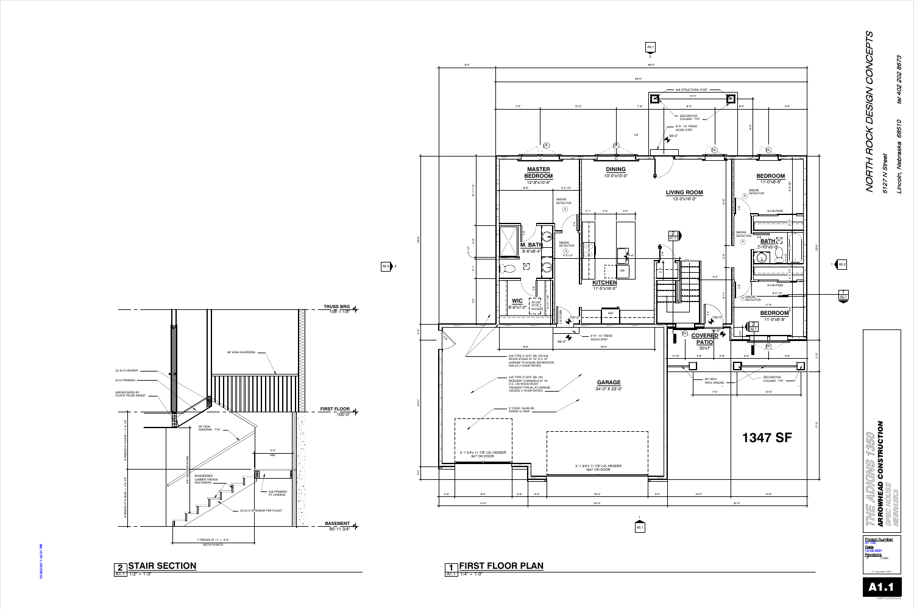NORTH ROCK DESIGN CONCEPTS

5127 N Street

Lincoln, Nebraska 68510

tel 402 202 8673

THE ADKINS 1350

ARROWHEAD CONSTRUCTION

SPEC HOUSE

NEBRASKA

Project Number 21-125

Date 10-26-2021

Revisions

© Copyright 2021

A1.1

FIRST FLOOR PLAN

## 2 STAIR SECTION

A1.1 1/2" = 1'-0"

TRUSS BRG 108'-1 1/8"

FIRST FLOOR 100'-0"

BASEMENT 90'-11 3/4"

36" HIGH GUARDRAIL

(2) 2x10 HEADER

2x10 FRAMING

GIRDER SIZED BY FLOOR TRUSS MANUF.

36" HIGH HANDRAIL - TYP.

3'-0" MIN.

ENGINEERED LUMBER TREADS AND RISERS

2x6 FRAMING AT LANDING

(3) 2x12 STRINGER PER FLIGHT

7 TREADS AT 11" = 6'-5"

BOTH FLIGHTS

## 1 FIRST FLOOR PLAN

A1.1 1/4" = 1'-0"

MASTER BEDROOM 12'-8"x10'-6"

DINING 10'-0"x10'-0"

LIVING ROOM 13'-0"x16'-0"

BEDROOM 11'-0"x8'-8"

M. BATH 8'-6"x8'-4"

BATH 7'-10"x5'-0"

KITCHEN 11'-5"x16'-0"

WIC 8'-6"x7'-0"

BEDROOM 11'-0"x8'-8"

COVERED PATIO 30'x7'

GARAGE 34'-0" X 23'-0"

1347 SF

6x6 STRUCTURAL POST

DECORATIVE COLUMN - TYP.

6" R - 10" TREAD WOOD STEP

99'-0"

100'-0"

SMOKE DETECTOR

6-0 BI-PASS

22"x30" ATTIC ACCESS

REF

DW

DN

36" HIGH VINYL RAILING

5/8" TYPE 'X' GYP. BD. ON 2x6 WOOD STUDS AT 16" O.C. AT GARAGE TO HOUSE SEPARATION WALLS (1 HOUR RATED)

5/8" TYPE 'X' GYP. BD. ON RESILIENT CHANNELS AT 16" O.C. ON WOOD ROOF TRUSSES TYPICAL AT GARAGE CEILING (1 HOUR RATED)

5" CONC. SLAB ON GRADE w/ WWF

3 -1 3/4"x 11 7/8" LVL HEADER 9x7 OH DOOR

3 -1 3/4"x 11 7/8" LVL HEADER 16x7 OH DOOR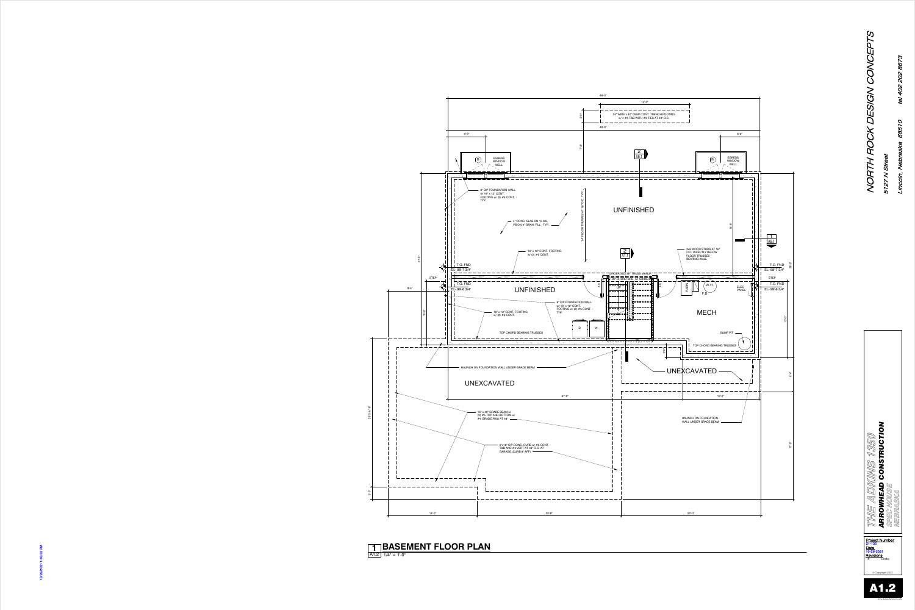48'-0"

14'-0"

2'-0"

24" WIDE x 48" DEEP CONT. TRENCH FOOTING w/ 4 #5 T&B WITH #3 TIES AT 24" O.C.

48'-0"

6'-0"

6'-0"

7'-8"

ESGRESS WINDOW WELL

ESGRESS WINDOW WELL

2
A3.1

8" CIP FOUNDATION WALL w/ 16" x 12" CONT. FOOTING w/ (2) #5 CONT. - TYP.

14" FLOOR TRUSSES AT 16" O.C. TYP.

UNFINISHED

4" CONC. SLAB ON 15 MIL VB ON 4" GRAN. FILL - TYP.

15'-3"

1
A3.1

16" x 12" CONT. FOOTING w/ (2) #5 CONT.

2
A3.1

2x6 WOOD STUDS AT 16" O.C. DIRECTLY BELOW FLOOR TRUSSES - BEARING WALL

27'-0"

T.O. FND
EL- 98'-7 3/4"

T.O. FND
EL- 98'-7 3/4"

28'-0"

GIRDER SIZE BY TRUSS MANUF.
TOP CHORD BRG AT GIRDER

STEP

STEP

T.O. FND
EL- 99'-6 3/4"

T.O. FND
EL- 99'-6 3/4"

9'-4"

UNFINISHED

UP

FURN.

W.H.

F.D.

ELEC. PANEL

8" CIP FOUNDATION WALL w/ 16" x 12" CONT. FOOTING w/ (2) #5 CONT. - TYP.

MECH

12'-0"

10'-0"

16" x 12" CONT. FOOTING w/ (2) #5 CONT.

D

W

SUMP PIT

TOP CHORD BEARING TRUSSES

TOP CHORD BEARING TRUSSES

HAUNCH ON FOUNDATION WALL UNDER GRADE BEAM

UNEXCAVATED

5'-4"

UNEXCAVATED

31'-0"

12'-0"

23'-5 5/8"

HAUNCH ON FOUNDATION WALL UNDER GRADE BEAM

16" x 48" GRADE BEAM w/ (2) #5 TOP AND BOTTOM w/ #4 GRADE PINS AT 48"

17'-0"

8"x18" CIP CONC. CURB w/ #5 CONT. T&B AND #4 VERT. AT 18" O.C. AT GARAGE (CURB 8" AFF)

2'-0"

14'-0"

22'-8"

22'-0"

## 1 BASEMENT FLOOR PLAN

A1.2 1/4" = 1'-0"

NORTH ROCK DESIGN CONCEPTS

5127 N Street

Lincoln, Nebraska 68510

tel 402 202 8673

THE ADKINS 1350

ARROWHEAD CONSTRUCTION

SPEC HOUSE

NEBRASKA

Project Number
21-135

Date
10-26-2021

Revisions
# Date

© Copyright 2021

A1.2

FOUNDATION PLAN

10/26/2021 1:45:52 PM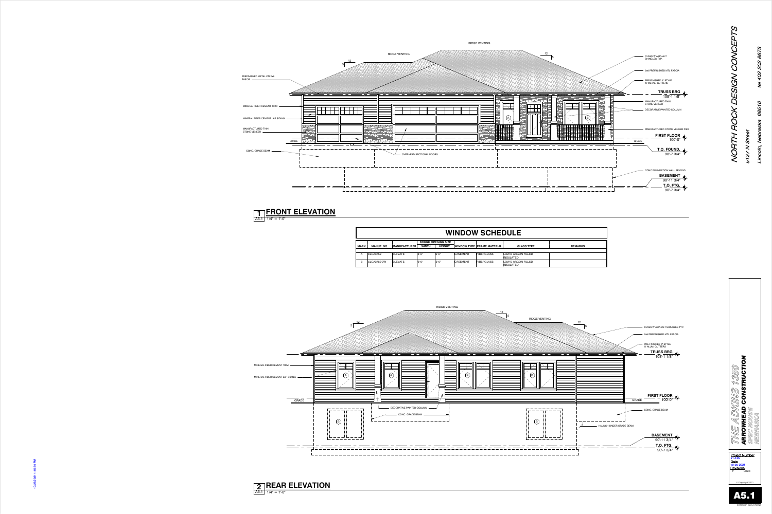# 1 FRONT ELEVATION

A5.1 1/4" = 1'-0"

RIDGE VENTING

RIDGE VENTING

12 / 5

12 / 5

PREFINISHED METAL ON 2x6 FASCIA

MINERAL FIBER CEMENT TRIM

MINERAL FIBER CEMENT LAP SIDING

MANUFACTURED THIN STONE VENEER

GRADE

CONC. GRADE BEAM

OVERHEAD SECTIONAL DOORS

CLASS 'A' ASPHALT SHINGLES TYP.

2x6 PREFINISHED MTL FASCIA

PRE-FINISHED 5" STYLE 'K' METAL GUTTERS

TRUSS BRG 108'-1 1/8"

MANUFACTURED THIN STONE VENEER

DECORATIVE PAINTED COLUMN

MANUFACTURED STONE VENEER PIER

FIRST FLOOR 100'-0"

GRADE

T.O. FOUND. 98'-7 3/4"

CONC FOUNDATION WALL BEYOND

BASEMENT 90'-11 3/4"

T.O. FTG. 90'-7 3/4"

## WINDOW SCHEDULE

| MARK | MANUF. NO. | MANUFACTURER | ROUGH OPENING SIZE | | WINDOW TYPE | FRAME MATERIAL | GLASS TYPE | REMARKS |
|---|---|---|---|---|---|---|---|---|
| | | | WIDTH | HEIGHT | | | | |
| A | ELCA3759 | ELEVATE | 3'-0" | 5'-0" | CASEMENT | FIBERGLASS | LOW-E ARGON FILLED INSULATED | |
| B | ELCA3759-2W | ELEVATE | 6'-0" | 5'-0" | CASEMENT | FIBERGLASS | LOW-E ARGON FILLED INSULATED | |

# 2 REAR ELEVATION

A5.1 1/4" = 1'-0"

RIDGE VENTING

RIDGE VENTING

12 / 5

12 / 5

12 / 5

MINERAL FIBER CEMENT TRIM

MINERAL FIBER CEMENT LAP SIDING

GRADE

DECORATIVE PAINTED COLUMN

CONC. GRADE BEAM

CLASS 'A' ASPHALT SHINGLES TYP.

2x6 PREFINISHED MTL FASCIA

PRE-FINISHED 5" STYLE 'K' ALUM. GUTTERS

TRUSS BRG 108'-1 1/8"

FIRST FLOOR 100'-0"

GRADE

CONC. GRADE BEAM

HAUNCH UNDER GRADE BEAM

BASEMENT 90'-11 3/4"

T.O. FTG. 90'-7 3/4"

**NORTH ROCK DESIGN CONCEPTS**

5127 N Street

Lincoln, Nebraska 68510

tel 402 202 8673

**THE ADKINS 1350**

**ARROWHEAD CONSTRUCTION**

SPEC HOUSE

NEBRASKA

Project Number 21-135

Date 10-26-2021

Revisions

© Copyright 2021

**A5.1**

EXTERIOR ELEVATIONS

10/26/2021 1:45:54 PM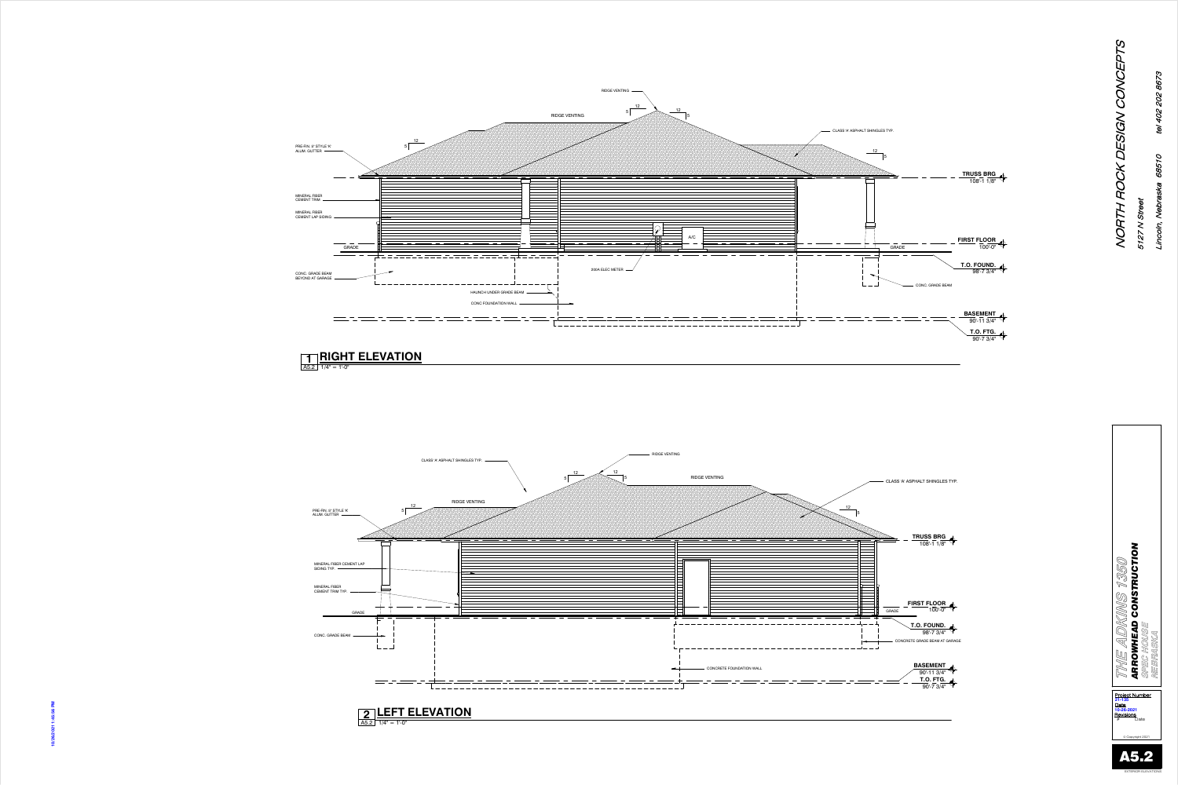## 1 RIGHT ELEVATION

A5.2 1/4" = 1'-0"

RIDGE VENTING

RIDGE VENTING

CLASS 'A' ASPHALT SHINGLES TYP.

PRE-FIN. 5" STYLE 'K' ALUM. GUTTER

MINERAL FIBER CEMENT TRIM

MINERAL FIBER CEMENT LAP SIDING

GRADE

CONC. GRADE BEAM BEYOND AT GARAGE

200A ELEC METER

A/C

HAUNCH UNDER GRADE BEAM

CONC FOUNDATION WALL

CONC. GRADE BEAM

TRUSS BRG 108'-1 1/8"

FIRST FLOOR 100'-0"

T.O. FOUND. 98'-7 3/4"

BASEMENT 90'-11 3/4"

T.O. FTG. 90'-7 3/4"

## 2 LEFT ELEVATION

A5.2 1/4" = 1'-0"

CLASS 'A' ASPHALT SHINGLES TYP.

RIDGE VENTING

RIDGE VENTING

RIDGE VENTING

CLASS 'A' ASPHALT SHINGLES TYP.

PRE-FIN. 5" STYLE 'K' ALUM. GUTTER

MINERAL FIBER CEMENT LAP SIDING TYP.

MINERAL FIBER CEMENT TRIM TYP.

GRADE

CONC. GRADE BEAM

CONCRETE FOUNDATION WALL

CONCRETE GRADE BEAM AT GARAGE

TRUSS BRG 108'-1 1/8"

FIRST FLOOR 100'-0"

T.O. FOUND. 98'-7 3/4"

BASEMENT 90'-11 3/4"

T.O. FTG. 90'-7 3/4"

---

**NORTH ROCK DESIGN CONCEPTS**

5127 N Street

Lincoln, Nebraska 68510

tel 402 202 8673

**THE ADKINS 1350**

**ARROWHEAD CONSTRUCTION**

SPEC HOUSE

NEBRASKA

Project Number 21-125

Date 10-26-2021

Revisions

# Date

© Copyright 2021

**A5.2**

EXTERIOR ELEVATIONS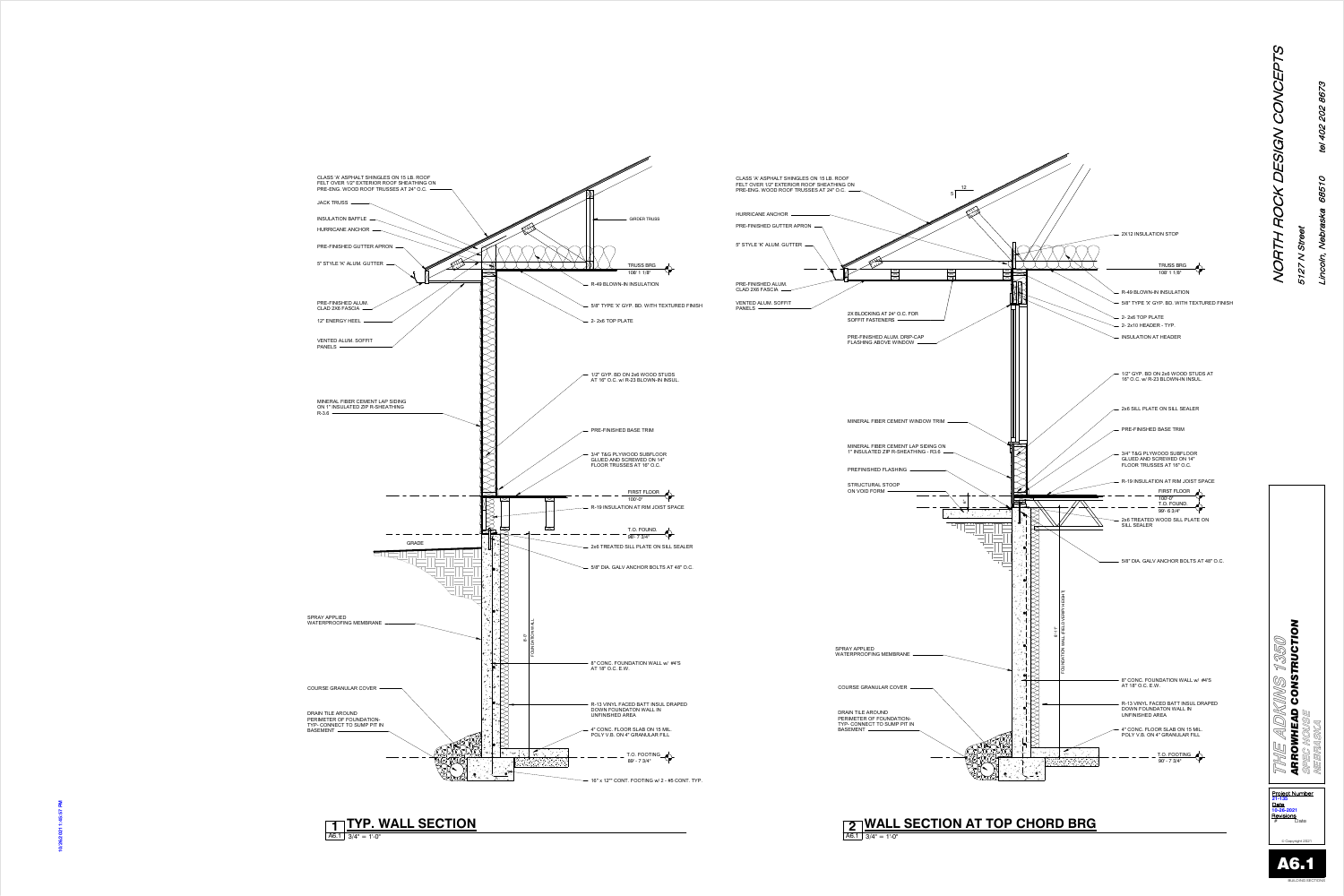CLASS 'A' ASPHALT SHINGLES ON 15 LB. ROOF FELT OVER 1/2" EXTERIOR ROOF SHEATHING ON PRE-ENG. WOOD ROOF TRUSSES AT 24" O.C.

JACK TRUSS

INSULATION BAFFLE

HURRICANE ANCHOR

PRE-FINISHED GUTTER APRON

5" STYLE 'K' ALUM. GUTTER

PRE-FINISHED ALUM. CLAD 2X6 FASCIA

12" ENERGY HEEL

VENTED ALUM. SOFFIT PANELS

GIRDER TRUSS

TRUSS BRG
108' 1 1/8"

R-49 BLOWN-IN INSULATION

5/8" TYPE 'X' GYP. BD. WITH TEXTURED FINISH

2- 2x6 TOP PLATE

1/2" GYP. BD ON 2x6 WOOD STUDS AT 16" O.C. w/ R-23 BLOWN-IN INSUL.

MINERAL FIBER CEMENT LAP SIDING ON 1" INSULATED ZIP R-SHEATHING R-3.6

PRE-FINISHED BASE TRIM

3/4" T&G PLYWOOD SUBFLOOR GLUED AND SCREWED ON 14" FLOOR TRUSSES AT 16" O.C.

FIRST FLOOR
100'-0"

R-19 INSULATION AT RIM JOIST SPACE

T.O. FOUND.
99' - 7 3/4"

GRADE

2x6 TREATED SILL PLATE ON SILL SEALER

5/8" DIA. GALV ANCHOR BOLTS AT 48" O.C.

SPRAY APPLIED WATERPROOFING MEMBRANE

8'-0" FOUNDATION WALL

8" CONC. FOUNDATION WALL w/ #4'S AT 18" O.C. E.W.

COURSE GRANULAR COVER

R-13 VINYL FACED BATT INSUL DRAPED DOWN FOUNDATON WALL IN UNFINISHED AREA

DRAIN TILE AROUND PERIMETER OF FOUNDATION- TYP- CONNECT TO SUMP PIT IN BASEMENT

4" CONC. FLOOR SLAB ON 15 MIL. POLY V.B. ON 4" GRANULAR FILL

T.O. FOOTING
89' - 7 3/4"

16" x 12"" CONT. FOOTING w/ 2 - #5 CONT. TYP.

## 1 TYP. WALL SECTION
A6.1 3/4" = 1'-0"

CLASS 'A' ASPHALT SHINGLES ON 15 LB. ROOF FELT OVER 1/2" EXTERIOR ROOF SHEATHING ON PRE-ENG. WOOD ROOF TRUSSES AT 24" O.C.

5 / 12

HURRICANE ANCHOR

PRE-FINISHED GUTTER APRON

5" STYLE 'K' ALUM. GUTTER

PRE-FINISHED ALUM. CLAD 2X6 FASCIA

VENTED ALUM. SOFFIT PANELS

2X BLOCKING AT 24" O.C. FOR SOFFIT FASTENERS

PRE-FINISHED ALUM. DRIP-CAP FLASHING ABOVE WINDOW

2X12 INSULATION STOP

TRUSS BRG
108' 1 1/8"

R-49 BLOWN-IN INSULATION

5/8" TYPE 'X' GYP. BD. WITH TEXTURED FINISH

2- 2x6 TOP PLATE

2- 2x10 HEADER - TYP.

INSULATION AT HEADER

1/2" GYP. BD ON 2x6 WOOD STUDS AT 16" O.C. w/ R-23 BLOWN-IN INSUL.

2x6 SILL PLATE ON SILL SEALER

MINERAL FIBER CEMENT WINDOW TRIM

PRE-FINISHED BASE TRIM

MINERAL FIBER CEMENT LAP SIDING ON 1" INSULATED ZIP R-SHEATHING - R3.6

3/4" T&G PLYWOOD SUBFLOOR GLUED AND SCREWED ON 14" FLOOR TRUSSES AT 16" O.C.

PREFINISHED FLASHING

R-19 INSULATION AT RIM JOIST SPACE

STRUCTURAL STOOP ON VOID FORM

FIRST FLOOR
100'-0"

T.O. FOUND.
99' - 6 3/4"

2x6 TREATED WOOD SILL PLATE ON SILL SEALER

5/8" DIA. GALV ANCHOR BOLTS AT 48" O.C.

8'-11" FOUNDATION WALL (FIELD VERIFY HEIGHT)

SPRAY APPLIED WATERPROOFING MEMBRANE

8" CONC. FOUNDATION WALL w/ #4'S AT 18" O.C. E.W.

COURSE GRANULAR COVER

R-13 VINYL FACED BATT INSUL DRAPED DOWN FOUNDATON WALL IN UNFINISHED AREA

DRAIN TILE AROUND PERIMETER OF FOUNDATION- TYP- CONNECT TO SUMP PIT IN BASEMENT

4" CONC. FLOOR SLAB ON 15 MIL. POLY V.B. ON 4" GRANULAR FILL

T.O. FOOTING
90' - 7 3/4"

## 2 WALL SECTION AT TOP CHORD BRG
A6.1 3/4" = 1'-0"

# NORTH ROCK DESIGN CONCEPTS

5127 N Street

Lincoln, Nebraska 68510

tel 402 202 8673

**THE ADKINS 1350**

**ARROWHEAD CONSTRUCTION**

SPEC HOUSE

NEBRASKA

Project Number
21-135

Date
10-26-2021

Revisions
# Date

© Copyright 2021

**A6.1**

BUILDING SECTIONS

10/26/2021 1:45:57 PM